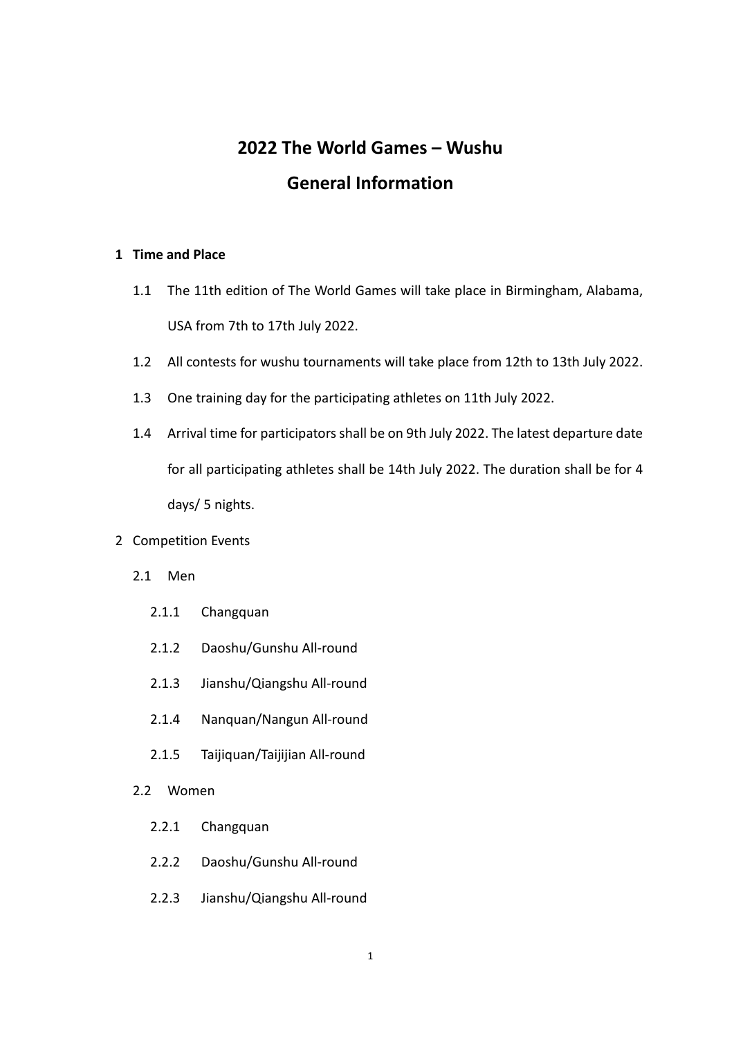# 2022 The World Games – Wushu

# General Information

## 1 Time and Place

1.1 The 11th edition of The World Games will take place in Birmingham, Alabama, USA from 7th to 17th July 2022.

1.2 All contests for wushu tournaments will take place from 12th to 13th July 2022.

1.3 One training day for the participating athletes on 11th July 2022.

1.4 Arrival time for participators shall be on 9th July 2022. The latest departure date for all participating athletes shall be 14th July 2022. The duration shall be for 4 days/ 5 nights.

2 Competition Events

2.1 Men

2.1.1 Changquan

2.1.2 Daoshu/Gunshu All-round

2.1.3 Jianshu/Qiangshu All-round

2.1.4 Nanquan/Nangun All-round

2.1.5 Taijiquan/Taijijian All-round

2.2 Women

2.2.1 Changquan

2.2.2 Daoshu/Gunshu All-round

2.2.3 Jianshu/Qiangshu All-round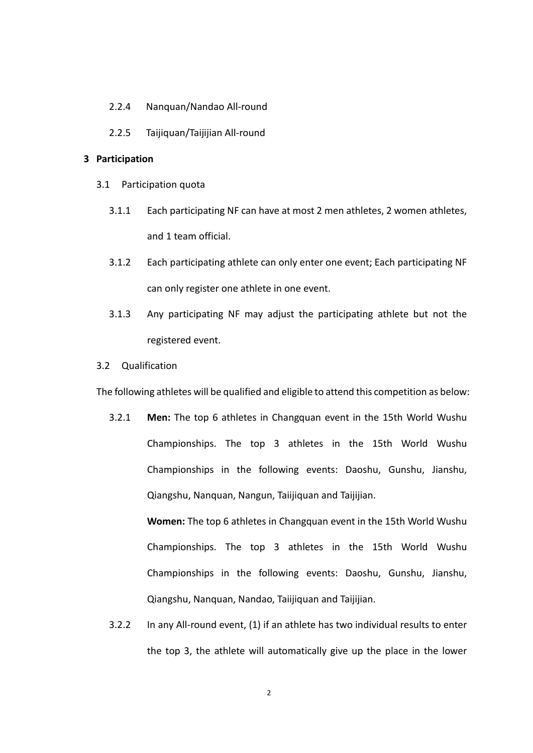2.2.4 Nanquan/Nandao All-round

2.2.5 Taijiquan/Taijijian All-round

## 3 Participation

3.1 Participation quota

3.1.1 Each participating NF can have at most 2 men athletes, 2 women athletes, and 1 team official.

3.1.2 Each participating athlete can only enter one event; Each participating NF can only register one athlete in one event.

3.1.3 Any participating NF may adjust the participating athlete but not the registered event.

3.2 Qualification

The following athletes will be qualified and eligible to attend this competition as below:

3.2.1 **Men:** The top 6 athletes in Changquan event in the 15th World Wushu Championships. The top 3 athletes in the 15th World Wushu Championships in the following events: Daoshu, Gunshu, Jianshu, Qiangshu, Nanquan, Nangun, Taiijiquan and Taijijian.

**Women:** The top 6 athletes in Changquan event in the 15th World Wushu Championships. The top 3 athletes in the 15th World Wushu Championships in the following events: Daoshu, Gunshu, Jianshu, Qiangshu, Nanquan, Nandao, Taiijiquan and Taijijian.

3.2.2 In any All-round event, (1) if an athlete has two individual results to enter the top 3, the athlete will automatically give up the place in the lower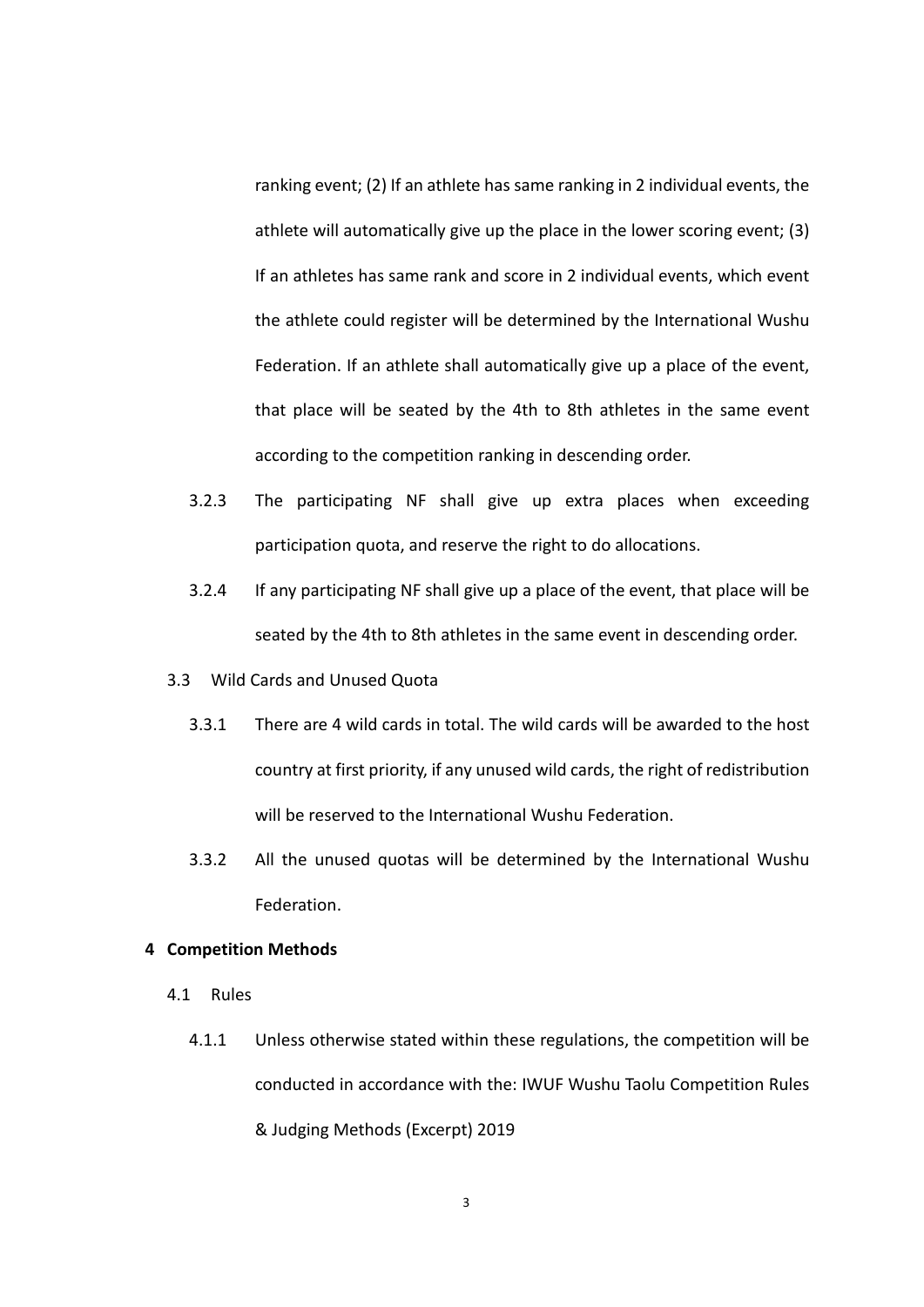ranking event; (2) If an athlete has same ranking in 2 individual events, the athlete will automatically give up the place in the lower scoring event; (3) If an athletes has same rank and score in 2 individual events, which event the athlete could register will be determined by the International Wushu Federation. If an athlete shall automatically give up a place of the event, that place will be seated by the 4th to 8th athletes in the same event according to the competition ranking in descending order.

3.2.3 The participating NF shall give up extra places when exceeding participation quota, and reserve the right to do allocations.

3.2.4 If any participating NF shall give up a place of the event, that place will be seated by the 4th to 8th athletes in the same event in descending order.

3.3 Wild Cards and Unused Quota

3.3.1 There are 4 wild cards in total. The wild cards will be awarded to the host country at first priority, if any unused wild cards, the right of redistribution will be reserved to the International Wushu Federation.

3.3.2 All the unused quotas will be determined by the International Wushu Federation.

## 4 Competition Methods

4.1 Rules

4.1.1 Unless otherwise stated within these regulations, the competition will be conducted in accordance with the: IWUF Wushu Taolu Competition Rules & Judging Methods (Excerpt) 2019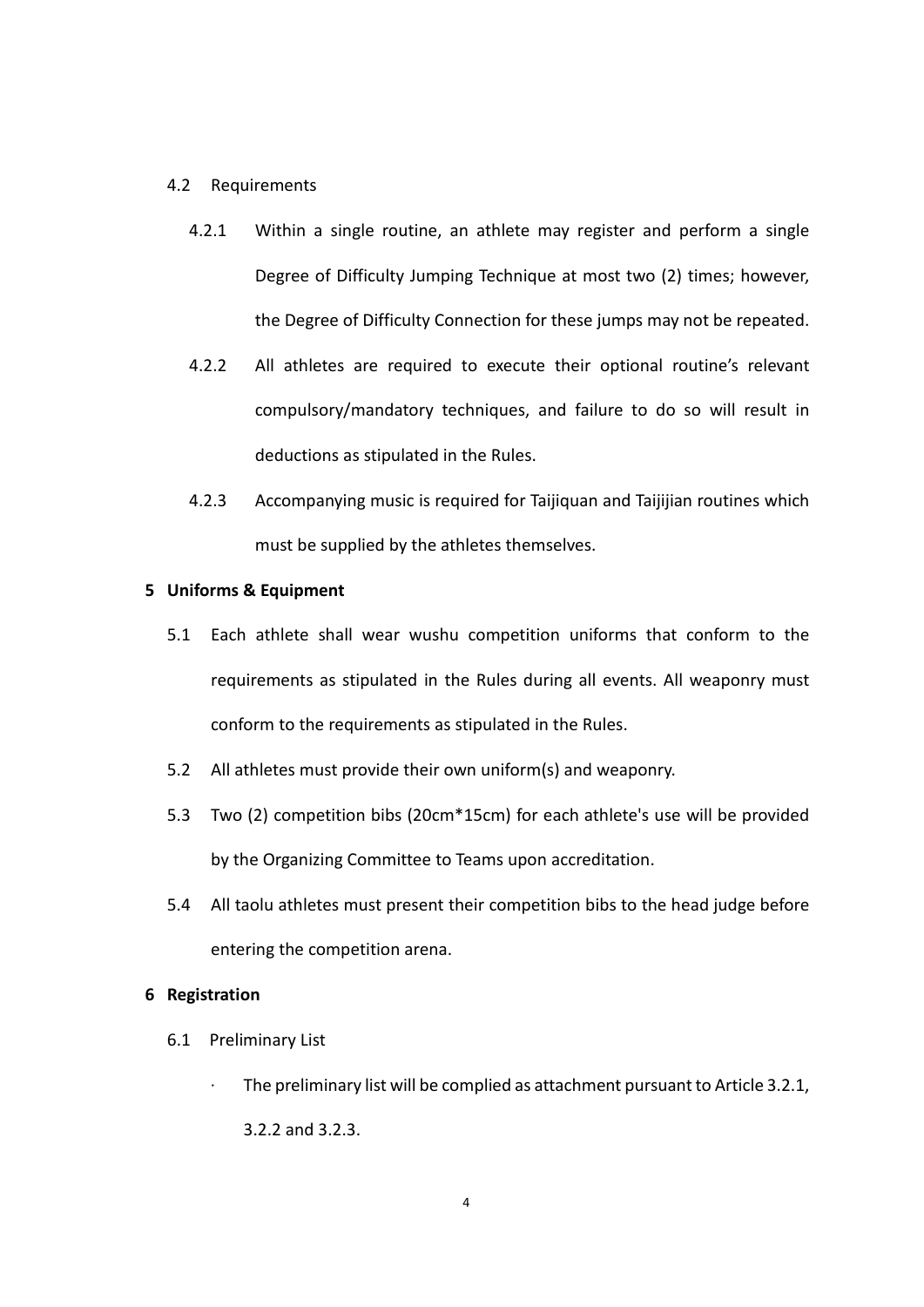4.2 Requirements

4.2.1 Within a single routine, an athlete may register and perform a single Degree of Difficulty Jumping Technique at most two (2) times; however, the Degree of Difficulty Connection for these jumps may not be repeated.

4.2.2 All athletes are required to execute their optional routine's relevant compulsory/mandatory techniques, and failure to do so will result in deductions as stipulated in the Rules.

4.2.3 Accompanying music is required for Taijiquan and Taijijian routines which must be supplied by the athletes themselves.

## 5 Uniforms & Equipment

5.1 Each athlete shall wear wushu competition uniforms that conform to the requirements as stipulated in the Rules during all events. All weaponry must conform to the requirements as stipulated in the Rules.

5.2 All athletes must provide their own uniform(s) and weaponry.

5.3 Two (2) competition bibs (20cm*15cm) for each athlete's use will be provided by the Organizing Committee to Teams upon accreditation.

5.4 All taolu athletes must present their competition bibs to the head judge before entering the competition arena.

## 6 Registration

6.1 Preliminary List

- The preliminary list will be complied as attachment pursuant to Article 3.2.1, 3.2.2 and 3.2.3.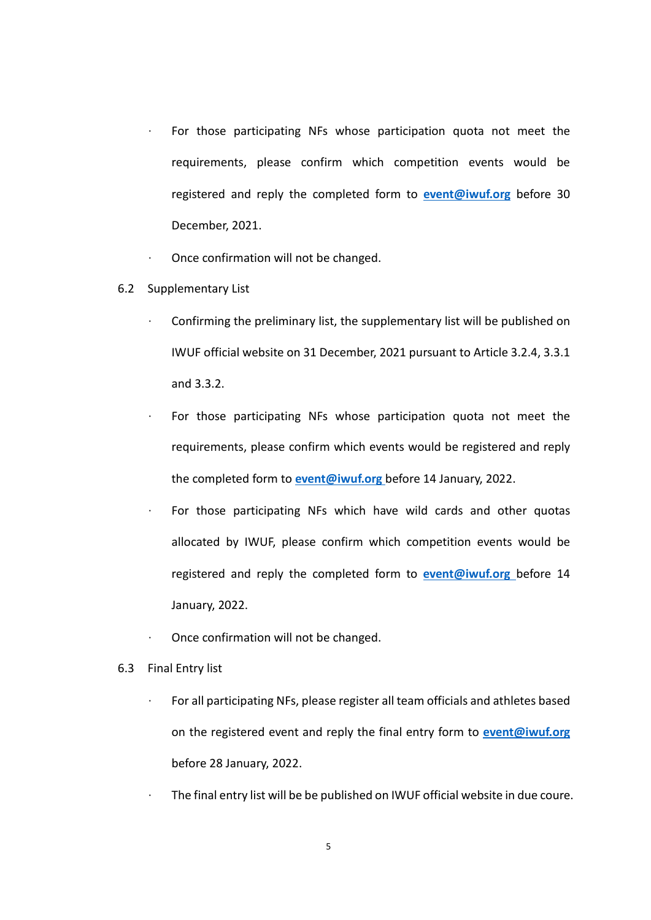- For those participating NFs whose participation quota not meet the requirements, please confirm which competition events would be registered and reply the completed form to **event@iwuf.org** before 30 December, 2021.
- Once confirmation will not be changed.

6.2 Supplementary List

- Confirming the preliminary list, the supplementary list will be published on IWUF official website on 31 December, 2021 pursuant to Article 3.2.4, 3.3.1 and 3.3.2.
- For those participating NFs whose participation quota not meet the requirements, please confirm which events would be registered and reply the completed form to **event@iwuf.org** before 14 January, 2022.
- For those participating NFs which have wild cards and other quotas allocated by IWUF, please confirm which competition events would be registered and reply the completed form to **event@iwuf.org** before 14 January, 2022.
- Once confirmation will not be changed.

6.3 Final Entry list

- For all participating NFs, please register all team officials and athletes based on the registered event and reply the final entry form to **event@iwuf.org** before 28 January, 2022.
- The final entry list will be be published on IWUF official website in due coure.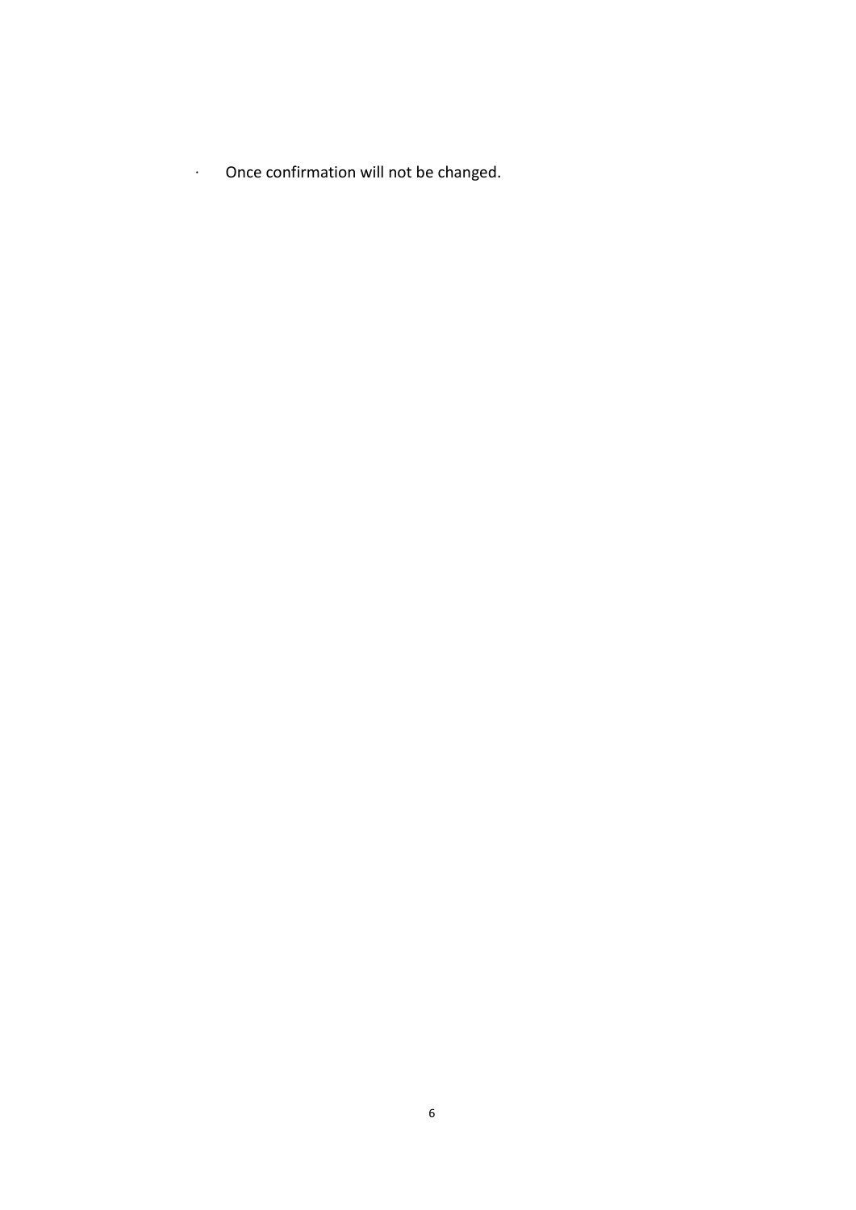- Once confirmation will not be changed.